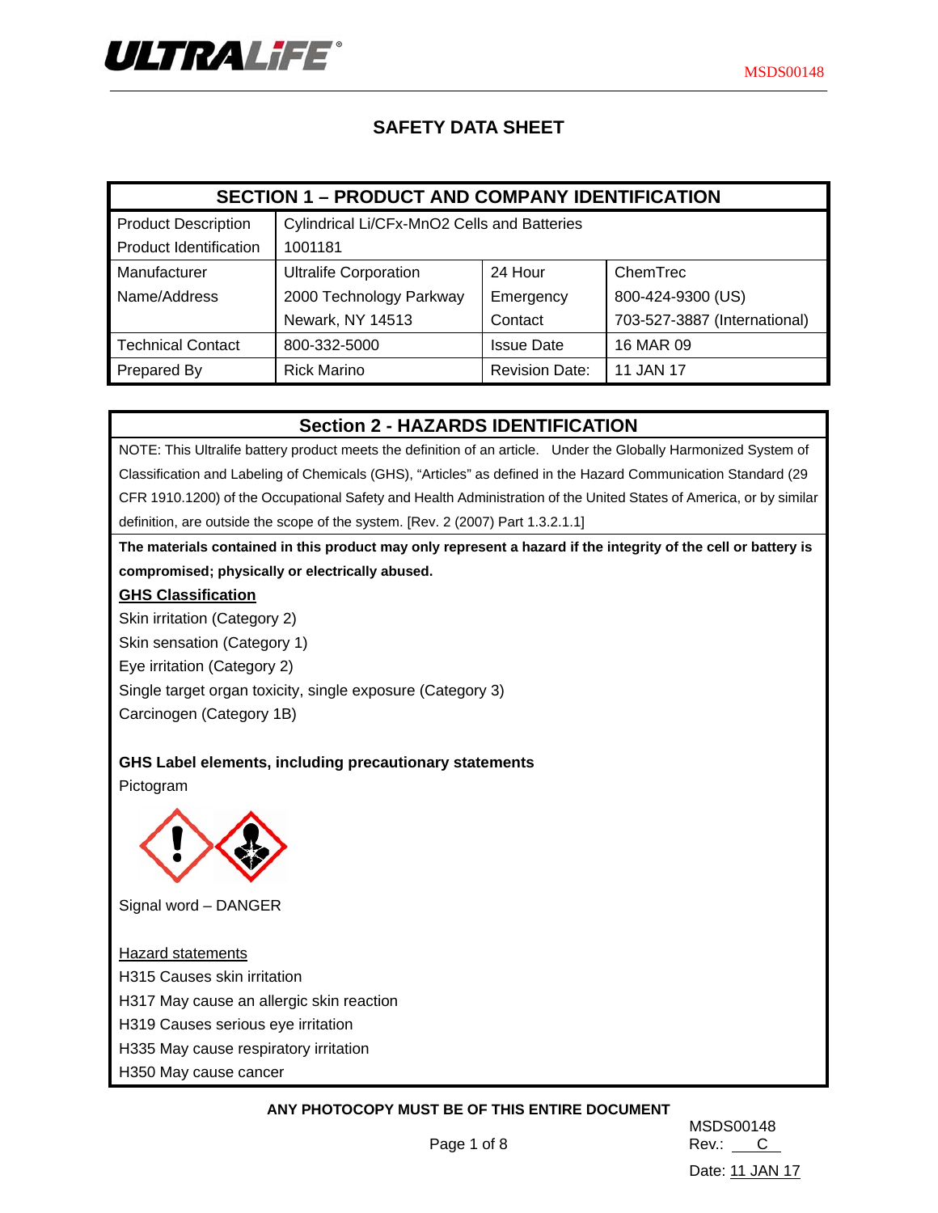# SAFETY DATA SHEET

## SECTION 1 – PRODUCT AND COMPANY IDENTIFICATION

| | | | |
|---|---|---|---|
| Product Description<br>Product Identification | Cylindrical Li/CFx-MnO2 Cells and Batteries<br>1001181 | | |
| Manufacturer Name/Address | Ultralife Corporation<br>2000 Technology Parkway<br>Newark, NY 14513 | 24 Hour Emergency Contact | ChemTrec<br>800-424-9300 (US)<br>703-527-3887 (International) |
| Technical Contact | 800-332-5000 | Issue Date | 16 MAR 09 |
| Prepared By | Rick Marino | Revision Date: | 11 JAN 17 |

## Section 2 - HAZARDS IDENTIFICATION

NOTE: This Ultralife battery product meets the definition of an article. Under the Globally Harmonized System of Classification and Labeling of Chemicals (GHS), "Articles" as defined in the Hazard Communication Standard (29 CFR 1910.1200) of the Occupational Safety and Health Administration of the United States of America, or by similar definition, are outside the scope of the system. [Rev. 2 (2007) Part 1.3.2.1.1]

**The materials contained in this product may only represent a hazard if the integrity of the cell or battery is compromised; physically or electrically abused.**

**GHS Classification**

Skin irritation (Category 2)
Skin sensation (Category 1)
Eye irritation (Category 2)
Single target organ toxicity, single exposure (Category 3)
Carcinogen (Category 1B)

**GHS Label elements, including precautionary statements**

Pictogram

Signal word – DANGER

Hazard statements

H315 Causes skin irritation
H317 May cause an allergic skin reaction
H319 Causes serious eye irritation
H335 May cause respiratory irritation
H350 May cause cancer

**ANY PHOTOCOPY MUST BE OF THIS ENTIRE DOCUMENT**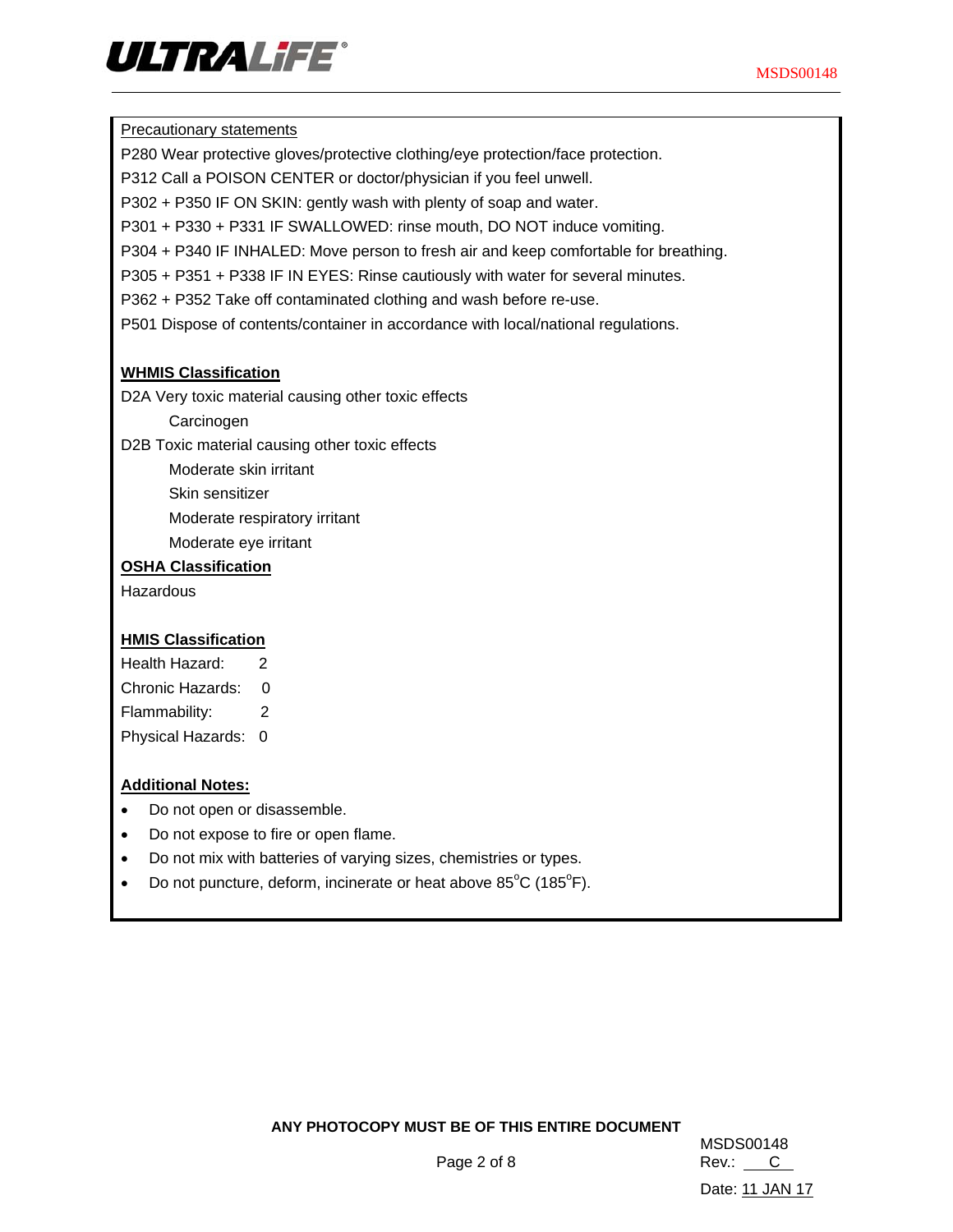Precautionary statements

P280 Wear protective gloves/protective clothing/eye protection/face protection.

P312 Call a POISON CENTER or doctor/physician if you feel unwell.

P302 + P350 IF ON SKIN: gently wash with plenty of soap and water.

P301 + P330 + P331 IF SWALLOWED: rinse mouth, DO NOT induce vomiting.

P304 + P340 IF INHALED: Move person to fresh air and keep comfortable for breathing.

P305 + P351 + P338 IF IN EYES: Rinse cautiously with water for several minutes.

P362 + P352 Take off contaminated clothing and wash before re-use.

P501 Dispose of contents/container in accordance with local/national regulations.

**WHMIS Classification**

D2A Very toxic material causing other toxic effects
- Carcinogen

D2B Toxic material causing other toxic effects
- Moderate skin irritant
- Skin sensitizer
- Moderate respiratory irritant
- Moderate eye irritant

**OSHA Classification**

Hazardous

**HMIS Classification**

Health Hazard: 2

Chronic Hazards: 0

Flammability: 2

Physical Hazards: 0

**Additional Notes:**

- Do not open or disassemble.
- Do not expose to fire or open flame.
- Do not mix with batteries of varying sizes, chemistries or types.
- Do not puncture, deform, incinerate or heat above 85°C (185°F).

**ANY PHOTOCOPY MUST BE OF THIS ENTIRE DOCUMENT**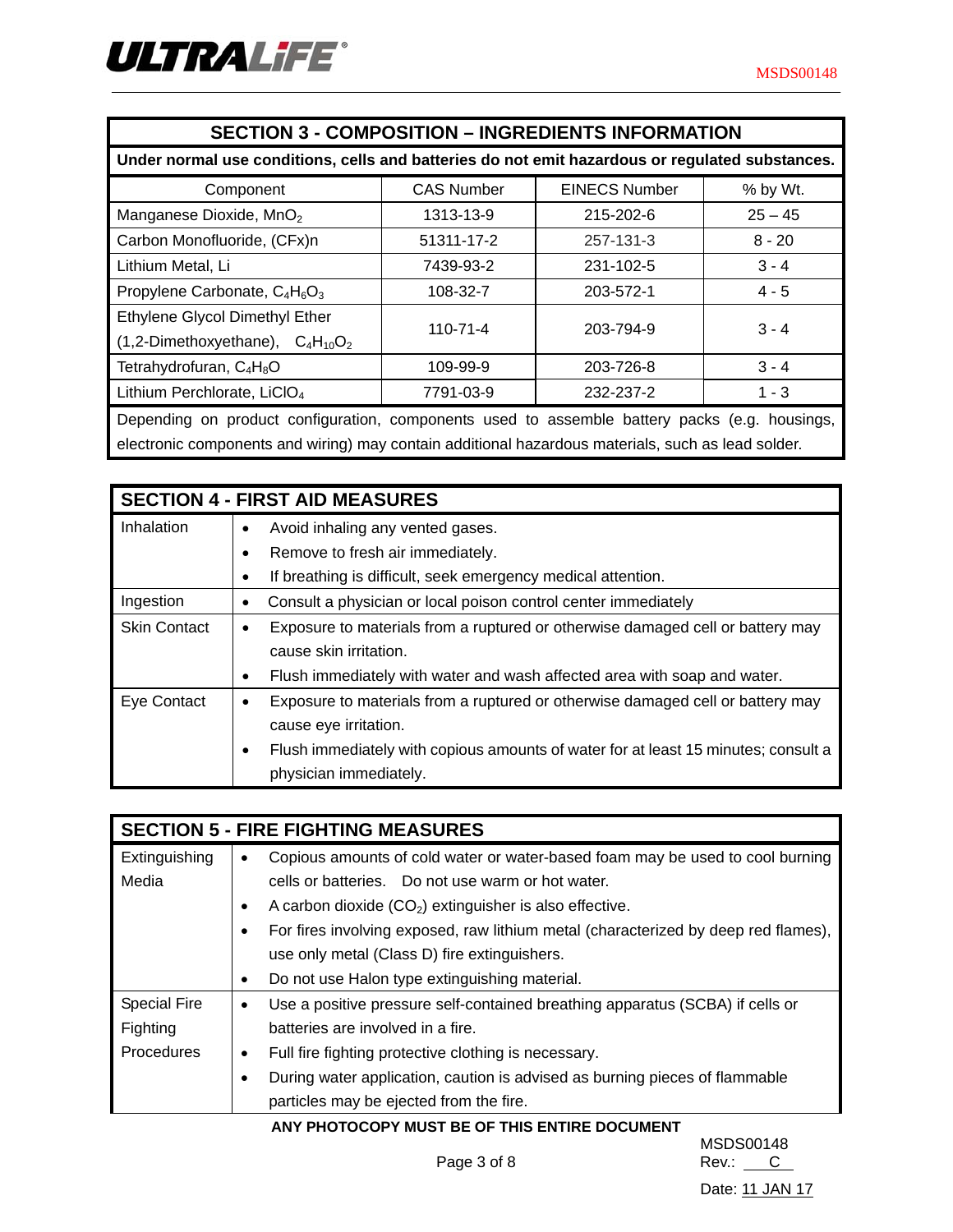## SECTION 3 - COMPOSITION – INGREDIENTS INFORMATION

**Under normal use conditions, cells and batteries do not emit hazardous or regulated substances.**

| Component | CAS Number | EINECS Number | % by Wt. |
|---|---|---|---|
| Manganese Dioxide, $MnO_2$ | 1313-13-9 | 215-202-6 | 25 – 45 |
| Carbon Monofluoride, (CFx)n | 51311-17-2 | 257-131-3 | 8 - 20 |
| Lithium Metal, Li | 7439-93-2 | 231-102-5 | 3 - 4 |
| Propylene Carbonate, $C_4H_6O_3$ | 108-32-7 | 203-572-1 | 4 - 5 |
| Ethylene Glycol Dimethyl Ether (1,2-Dimethoxyethane), $C_4H_{10}O_2$ | 110-71-4 | 203-794-9 | 3 - 4 |
| Tetrahydrofuran, $C_4H_8O$ | 109-99-9 | 203-726-8 | 3 - 4 |
| Lithium Perchlorate, $LiClO_4$ | 7791-03-9 | 232-237-2 | 1 - 3 |

Depending on product configuration, components used to assemble battery packs (e.g. housings, electronic components and wiring) may contain additional hazardous materials, such as lead solder.

## SECTION 4 - FIRST AID MEASURES

| | |
|---|---|
| Inhalation | • Avoid inhaling any vented gases.<br>• Remove to fresh air immediately.<br>• If breathing is difficult, seek emergency medical attention. |
| Ingestion | • Consult a physician or local poison control center immediately |
| Skin Contact | • Exposure to materials from a ruptured or otherwise damaged cell or battery may cause skin irritation.<br>• Flush immediately with water and wash affected area with soap and water. |
| Eye Contact | • Exposure to materials from a ruptured or otherwise damaged cell or battery may cause eye irritation.<br>• Flush immediately with copious amounts of water for at least 15 minutes; consult a physician immediately. |

## SECTION 5 - FIRE FIGHTING MEASURES

| | |
|---|---|
| Extinguishing Media | • Copious amounts of cold water or water-based foam may be used to cool burning cells or batteries. Do not use warm or hot water.<br>• A carbon dioxide ($CO_2$) extinguisher is also effective.<br>• For fires involving exposed, raw lithium metal (characterized by deep red flames), use only metal (Class D) fire extinguishers.<br>• Do not use Halon type extinguishing material. |
| Special Fire Fighting Procedures | • Use a positive pressure self-contained breathing apparatus (SCBA) if cells or batteries are involved in a fire.<br>• Full fire fighting protective clothing is necessary.<br>• During water application, caution is advised as burning pieces of flammable particles may be ejected from the fire. |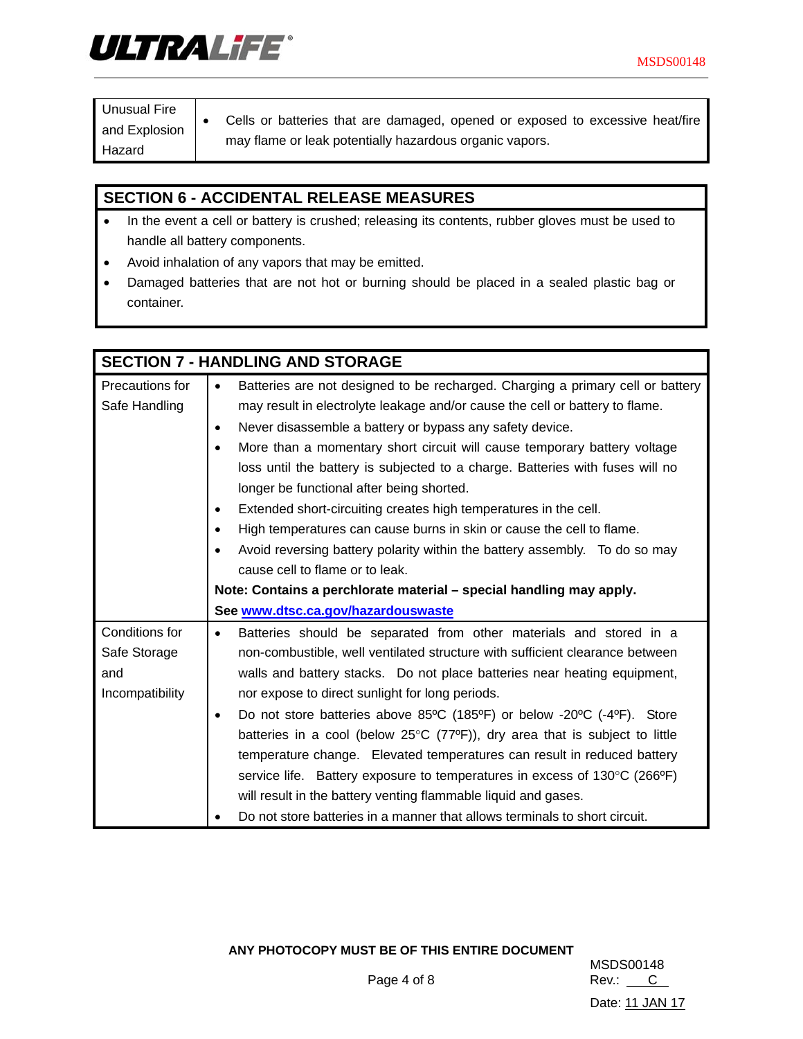| | |
|---|---|
| Unusual Fire and Explosion Hazard | • Cells or batteries that are damaged, opened or exposed to excessive heat/fire may flame or leak potentially hazardous organic vapors. |

## SECTION 6 - ACCIDENTAL RELEASE MEASURES

- In the event a cell or battery is crushed; releasing its contents, rubber gloves must be used to handle all battery components.
- Avoid inhalation of any vapors that may be emitted.
- Damaged batteries that are not hot or burning should be placed in a sealed plastic bag or container.

## SECTION 7 - HANDLING AND STORAGE

| | |
|---|---|
| Precautions for Safe Handling | • Batteries are not designed to be recharged. Charging a primary cell or battery may result in electrolyte leakage and/or cause the cell or battery to flame.<br>• Never disassemble a battery or bypass any safety device.<br>• More than a momentary short circuit will cause temporary battery voltage loss until the battery is subjected to a charge. Batteries with fuses will no longer be functional after being shorted.<br>• Extended short-circuiting creates high temperatures in the cell.<br>• High temperatures can cause burns in skin or cause the cell to flame.<br>• Avoid reversing battery polarity within the battery assembly. To do so may cause cell to flame or to leak.<br>**Note: Contains a perchlorate material – special handling may apply. See [www.dtsc.ca.gov/hazardouswaste](http://www.dtsc.ca.gov/hazardouswaste)** |
| Conditions for Safe Storage and Incompatibility | • Batteries should be separated from other materials and stored in a non-combustible, well ventilated structure with sufficient clearance between walls and battery stacks. Do not place batteries near heating equipment, nor expose to direct sunlight for long periods.<br>• Do not store batteries above 85ºC (185ºF) or below -20ºC (-4ºF). Store batteries in a cool (below 25°C (77ºF)), dry area that is subject to little temperature change. Elevated temperatures can result in reduced battery service life. Battery exposure to temperatures in excess of 130°C (266ºF) will result in the battery venting flammable liquid and gases.<br>• Do not store batteries in a manner that allows terminals to short circuit. |

**ANY PHOTOCOPY MUST BE OF THIS ENTIRE DOCUMENT**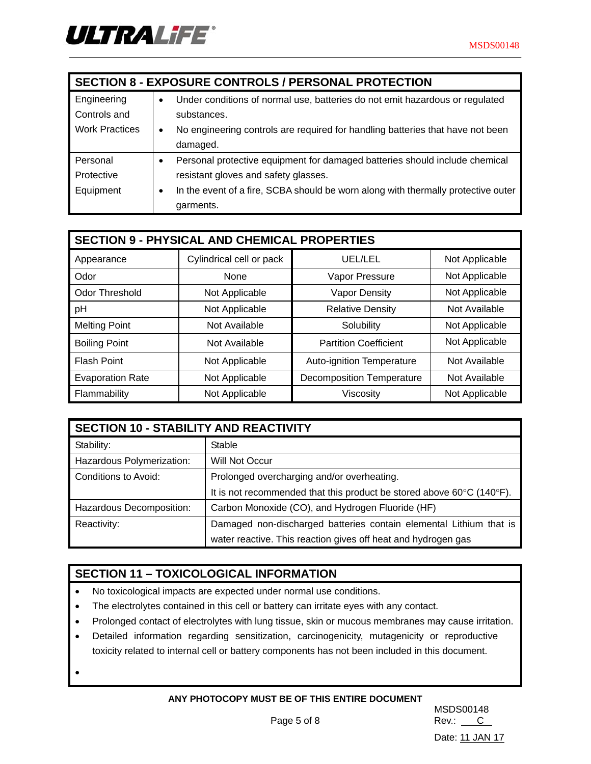## SECTION 8 - EXPOSURE CONTROLS / PERSONAL PROTECTION

| | |
|---|---|
| Engineering Controls and Work Practices | • Under conditions of normal use, batteries do not emit hazardous or regulated substances.<br>• No engineering controls are required for handling batteries that have not been damaged. |
| Personal Protective Equipment | • Personal protective equipment for damaged batteries should include chemical resistant gloves and safety glasses.<br>• In the event of a fire, SCBA should be worn along with thermally protective outer garments. |

## SECTION 9 - PHYSICAL AND CHEMICAL PROPERTIES

| | | | |
|---|---|---|---|
| Appearance | Cylindrical cell or pack | UEL/LEL | Not Applicable |
| Odor | None | Vapor Pressure | Not Applicable |
| Odor Threshold | Not Applicable | Vapor Density | Not Applicable |
| pH | Not Applicable | Relative Density | Not Available |
| Melting Point | Not Available | Solubility | Not Applicable |
| Boiling Point | Not Available | Partition Coefficient | Not Applicable |
| Flash Point | Not Applicable | Auto-ignition Temperature | Not Available |
| Evaporation Rate | Not Applicable | Decomposition Temperature | Not Available |
| Flammability | Not Applicable | Viscosity | Not Applicable |

## SECTION 10 - STABILITY AND REACTIVITY

| | |
|---|---|
| Stability: | Stable |
| Hazardous Polymerization: | Will Not Occur |
| Conditions to Avoid: | Prolonged overcharging and/or overheating.<br>It is not recommended that this product be stored above 60°C (140°F). |
| Hazardous Decomposition: | Carbon Monoxide (CO), and Hydrogen Fluoride (HF) |
| Reactivity: | Damaged non-discharged batteries contain elemental Lithium that is water reactive. This reaction gives off heat and hydrogen gas |

## SECTION 11 – TOXICOLOGICAL INFORMATION

- No toxicological impacts are expected under normal use conditions.
- The electrolytes contained in this cell or battery can irritate eyes with any contact.
- Prolonged contact of electrolytes with lung tissue, skin or mucous membranes may cause irritation.
- Detailed information regarding sensitization, carcinogenicity, mutagenicity or reproductive toxicity related to internal cell or battery components has not been included in this document.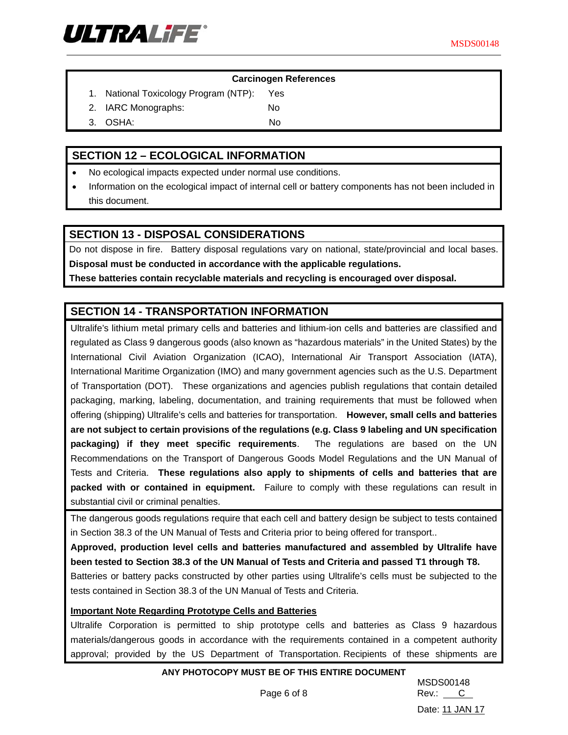**Carcinogen References**

| | | |
|---|---|---|
| 1. | National Toxicology Program (NTP): | Yes |
| 2. | IARC Monographs: | No |
| 3. | OSHA: | No |

## SECTION 12 – ECOLOGICAL INFORMATION

- No ecological impacts expected under normal use conditions.
- Information on the ecological impact of internal cell or battery components has not been included in this document.

## SECTION 13 - DISPOSAL CONSIDERATIONS

Do not dispose in fire. Battery disposal regulations vary on national, state/provincial and local bases. **Disposal must be conducted in accordance with the applicable regulations.**

**These batteries contain recyclable materials and recycling is encouraged over disposal.**

## SECTION 14 - TRANSPORTATION INFORMATION

Ultralife's lithium metal primary cells and batteries and lithium-ion cells and batteries are classified and regulated as Class 9 dangerous goods (also known as "hazardous materials" in the United States) by the International Civil Aviation Organization (ICAO), International Air Transport Association (IATA), International Maritime Organization (IMO) and many government agencies such as the U.S. Department of Transportation (DOT). These organizations and agencies publish regulations that contain detailed packaging, marking, labeling, documentation, and training requirements that must be followed when offering (shipping) Ultralife's cells and batteries for transportation. **However, small cells and batteries are not subject to certain provisions of the regulations (e.g. Class 9 labeling and UN specification packaging) if they meet specific requirements**. The regulations are based on the UN Recommendations on the Transport of Dangerous Goods Model Regulations and the UN Manual of Tests and Criteria. **These regulations also apply to shipments of cells and batteries that are packed with or contained in equipment.** Failure to comply with these regulations can result in substantial civil or criminal penalties.

The dangerous goods regulations require that each cell and battery design be subject to tests contained in Section 38.3 of the UN Manual of Tests and Criteria prior to being offered for transport..

**Approved, production level cells and batteries manufactured and assembled by Ultralife have been tested to Section 38.3 of the UN Manual of Tests and Criteria and passed T1 through T8.**

Batteries or battery packs constructed by other parties using Ultralife's cells must be subjected to the tests contained in Section 38.3 of the UN Manual of Tests and Criteria.

**Important Note Regarding Prototype Cells and Batteries**

Ultralife Corporation is permitted to ship prototype cells and batteries as Class 9 hazardous materials/dangerous goods in accordance with the requirements contained in a competent authority approval; provided by the US Department of Transportation. Recipients of these shipments are

**ANY PHOTOCOPY MUST BE OF THIS ENTIRE DOCUMENT**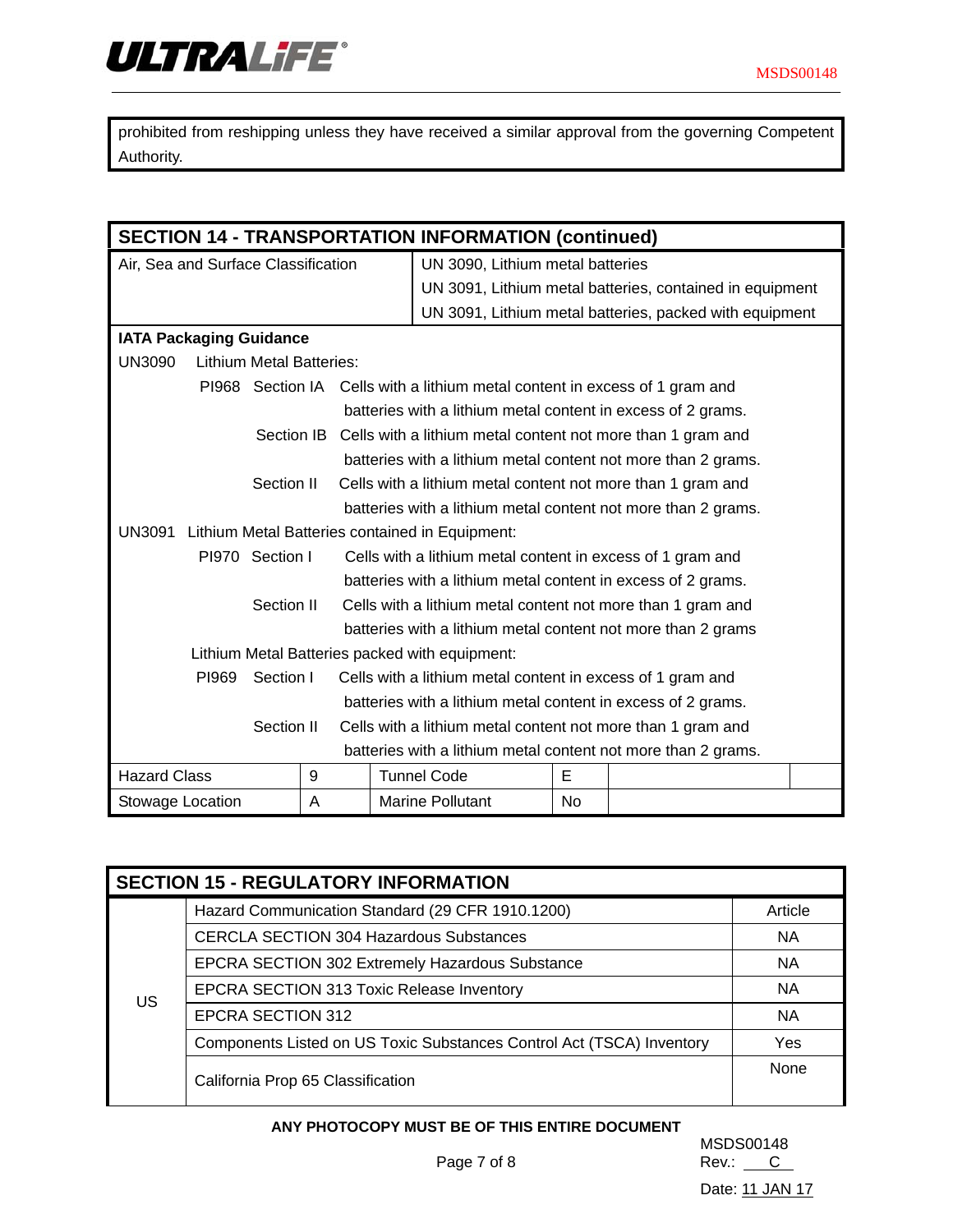prohibited from reshipping unless they have received a similar approval from the governing Competent Authority.

## SECTION 14 - TRANSPORTATION INFORMATION (continued)

| | |
|---|---|
| Air, Sea and Surface Classification | UN 3090, Lithium metal batteries<br>UN 3091, Lithium metal batteries, contained in equipment<br>UN 3091, Lithium metal batteries, packed with equipment |

**IATA Packaging Guidance**

UN3090 Lithium Metal Batteries:

- PI968 Section IA Cells with a lithium metal content in excess of 1 gram and batteries with a lithium metal content in excess of 2 grams.
- Section IB Cells with a lithium metal content not more than 1 gram and batteries with a lithium metal content not more than 2 grams.
- Section II Cells with a lithium metal content not more than 1 gram and batteries with a lithium metal content not more than 2 grams.

UN3091 Lithium Metal Batteries contained in Equipment:

- PI970 Section I Cells with a lithium metal content in excess of 1 gram and batteries with a lithium metal content in excess of 2 grams.
- Section II Cells with a lithium metal content not more than 1 gram and batteries with a lithium metal content not more than 2 grams

Lithium Metal Batteries packed with equipment:

- PI969 Section I Cells with a lithium metal content in excess of 1 gram and batteries with a lithium metal content in excess of 2 grams.
- Section II Cells with a lithium metal content not more than 1 gram and batteries with a lithium metal content not more than 2 grams.

| | | | | | |
|---|---|---|---|---|---|
| Hazard Class | 9 | Tunnel Code | E | | |
| Stowage Location | A | Marine Pollutant | No | | |

## SECTION 15 - REGULATORY INFORMATION

| | | |
|---|---|---|
| US | Hazard Communication Standard (29 CFR 1910.1200) | Article |
| | CERCLA SECTION 304 Hazardous Substances | NA |
| | EPCRA SECTION 302 Extremely Hazardous Substance | NA |
| | EPCRA SECTION 313 Toxic Release Inventory | NA |
| | EPCRA SECTION 312 | NA |
| | Components Listed on US Toxic Substances Control Act (TSCA) Inventory | Yes |
| | California Prop 65 Classification | None |

**ANY PHOTOCOPY MUST BE OF THIS ENTIRE DOCUMENT**

MSDS00148
Rev.: C
Date: 11 JAN 17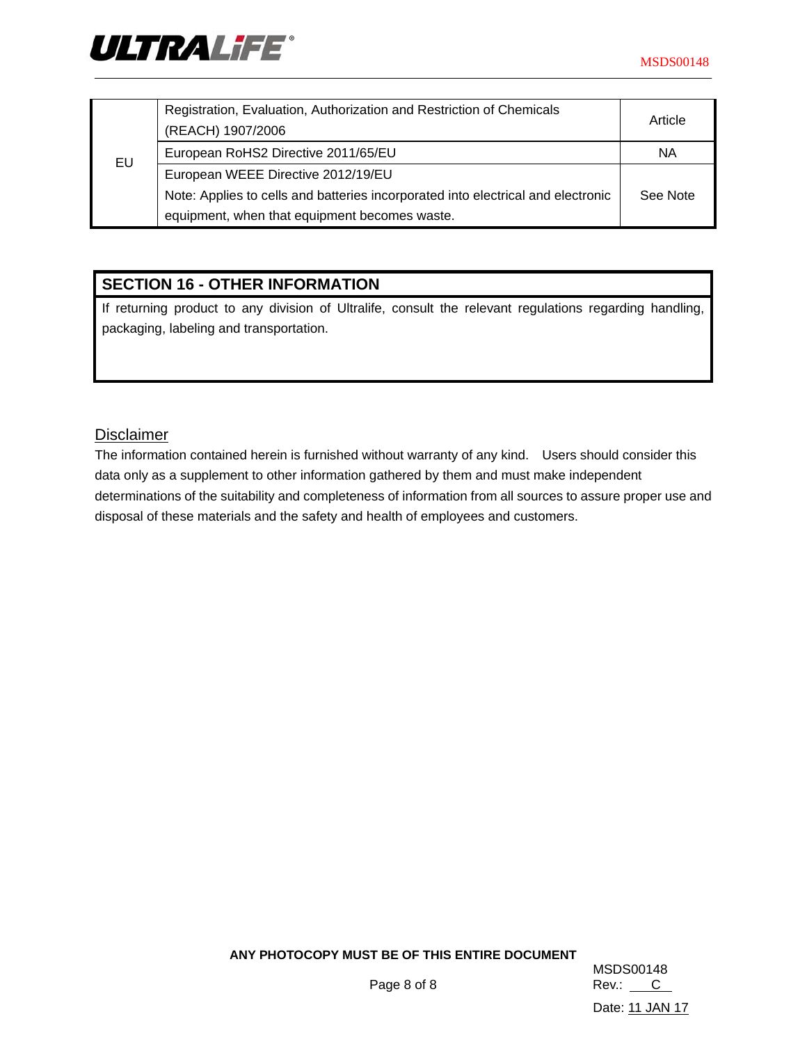| | | |
|---|---|---|
| EU | Registration, Evaluation, Authorization and Restriction of Chemicals (REACH) 1907/2006 | Article |
| | European RoHS2 Directive 2011/65/EU | NA |
| | European WEEE Directive 2012/19/EU<br>Note: Applies to cells and batteries incorporated into electrical and electronic equipment, when that equipment becomes waste. | See Note |

## SECTION 16 - OTHER INFORMATION

If returning product to any division of Ultralife, consult the relevant regulations regarding handling, packaging, labeling and transportation.

### Disclaimer

The information contained herein is furnished without warranty of any kind. Users should consider this data only as a supplement to other information gathered by them and must make independent determinations of the suitability and completeness of information from all sources to assure proper use and disposal of these materials and the safety and health of employees and customers.

**ANY PHOTOCOPY MUST BE OF THIS ENTIRE DOCUMENT**

MSDS00148
Rev.: C
Date: 11 JAN 17